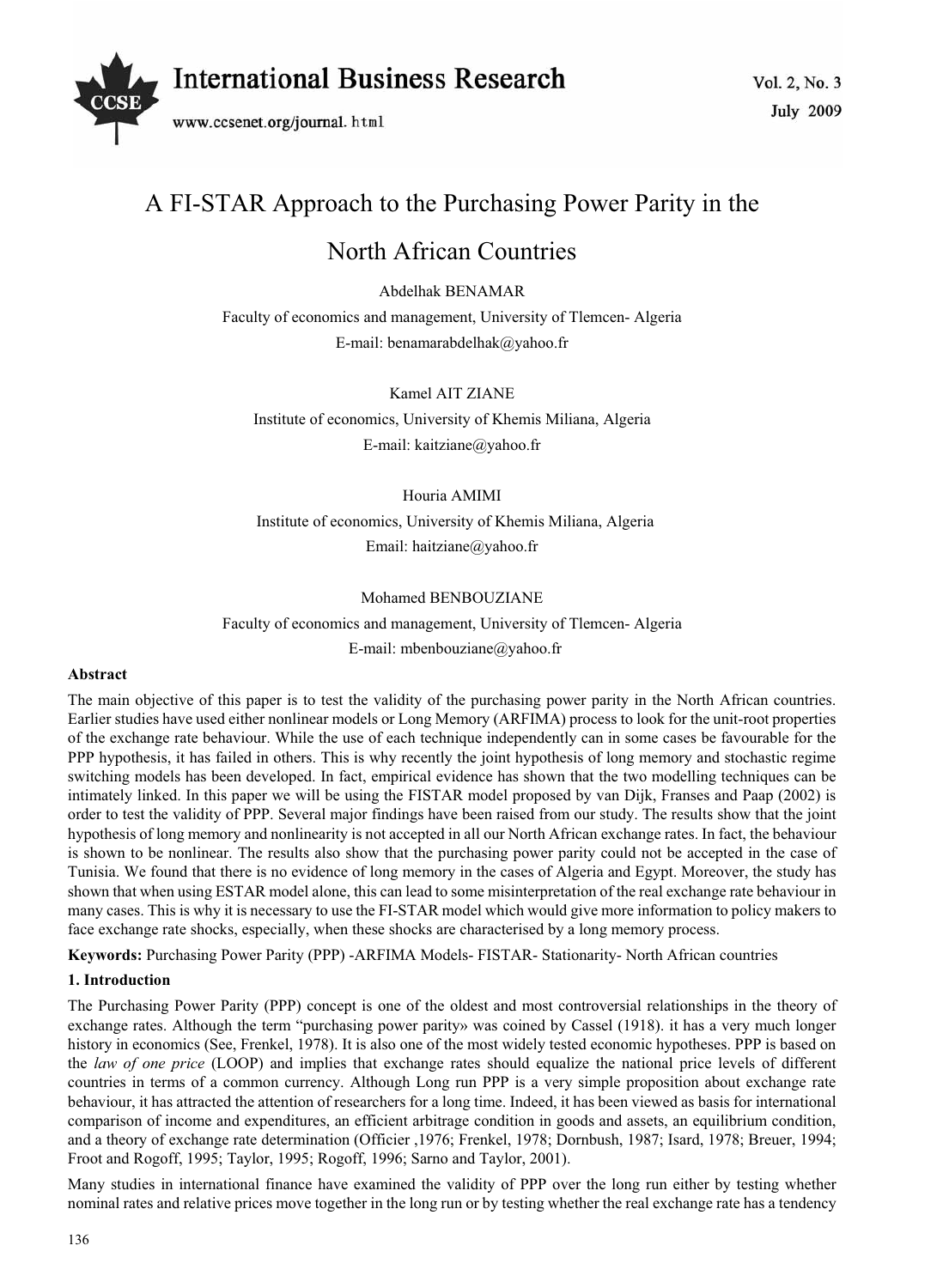# A FI-STAR Approach to the Purchasing Power Parity in the North African Countries

Abdelhak BENAMAR

Faculty of economics and management, University of Tlemcen- Algeria

E-mail: benamarabdelhak@yahoo.fr

Kamel AIT ZIANE

Institute of economics, University of Khemis Miliana, Algeria

E-mail: kaitziane@yahoo.fr

Houria AMIMI

Institute of economics, University of Khemis Miliana, Algeria

Email: haitziane@yahoo.fr

Mohamed BENBOUZIANE

Faculty of economics and management, University of Tlemcen- Algeria

E-mail: mbenbouziane@yahoo.fr

**Abstract**

The main objective of this paper is to test the validity of the purchasing power parity in the North African countries. Earlier studies have used either nonlinear models or Long Memory (ARFIMA) process to look for the unit-root properties of the exchange rate behaviour. While the use of each technique independently can in some cases be favourable for the PPP hypothesis, it has failed in others. This is why recently the joint hypothesis of long memory and stochastic regime switching models has been developed. In fact, empirical evidence has shown that the two modelling techniques can be intimately linked. In this paper we will be using the FISTAR model proposed by van Dijk, Franses and Paap (2002) is order to test the validity of PPP. Several major findings have been raised from our study. The results show that the joint hypothesis of long memory and nonlinearity is not accepted in all our North African exchange rates. In fact, the behaviour is shown to be nonlinear. The results also show that the purchasing power parity could not be accepted in the case of Tunisia. We found that there is no evidence of long memory in the cases of Algeria and Egypt. Moreover, the study has shown that when using ESTAR model alone, this can lead to some misinterpretation of the real exchange rate behaviour in many cases. This is why it is necessary to use the FI-STAR model which would give more information to policy makers to face exchange rate shocks, especially, when these shocks are characterised by a long memory process.

**Keywords:** Purchasing Power Parity (PPP) -ARFIMA Models- FISTAR- Stationarity- North African countries

## 1. Introduction

The Purchasing Power Parity (PPP) concept is one of the oldest and most controversial relationships in the theory of exchange rates. Although the term "purchasing power parity» was coined by Cassel (1918). it has a very much longer history in economics (See, Frenkel, 1978). It is also one of the most widely tested economic hypotheses. PPP is based on the *law of one price* (LOOP) and implies that exchange rates should equalize the national price levels of different countries in terms of a common currency. Although Long run PPP is a very simple proposition about exchange rate behaviour, it has attracted the attention of researchers for a long time. Indeed, it has been viewed as basis for international comparison of income and expenditures, an efficient arbitrage condition in goods and assets, an equilibrium condition, and a theory of exchange rate determination (Officier ,1976; Frenkel, 1978; Dornbush, 1987; Isard, 1978; Breuer, 1994; Froot and Rogoff, 1995; Taylor, 1995; Rogoff, 1996; Sarno and Taylor, 2001).

Many studies in international finance have examined the validity of PPP over the long run either by testing whether nominal rates and relative prices move together in the long run or by testing whether the real exchange rate has a tendency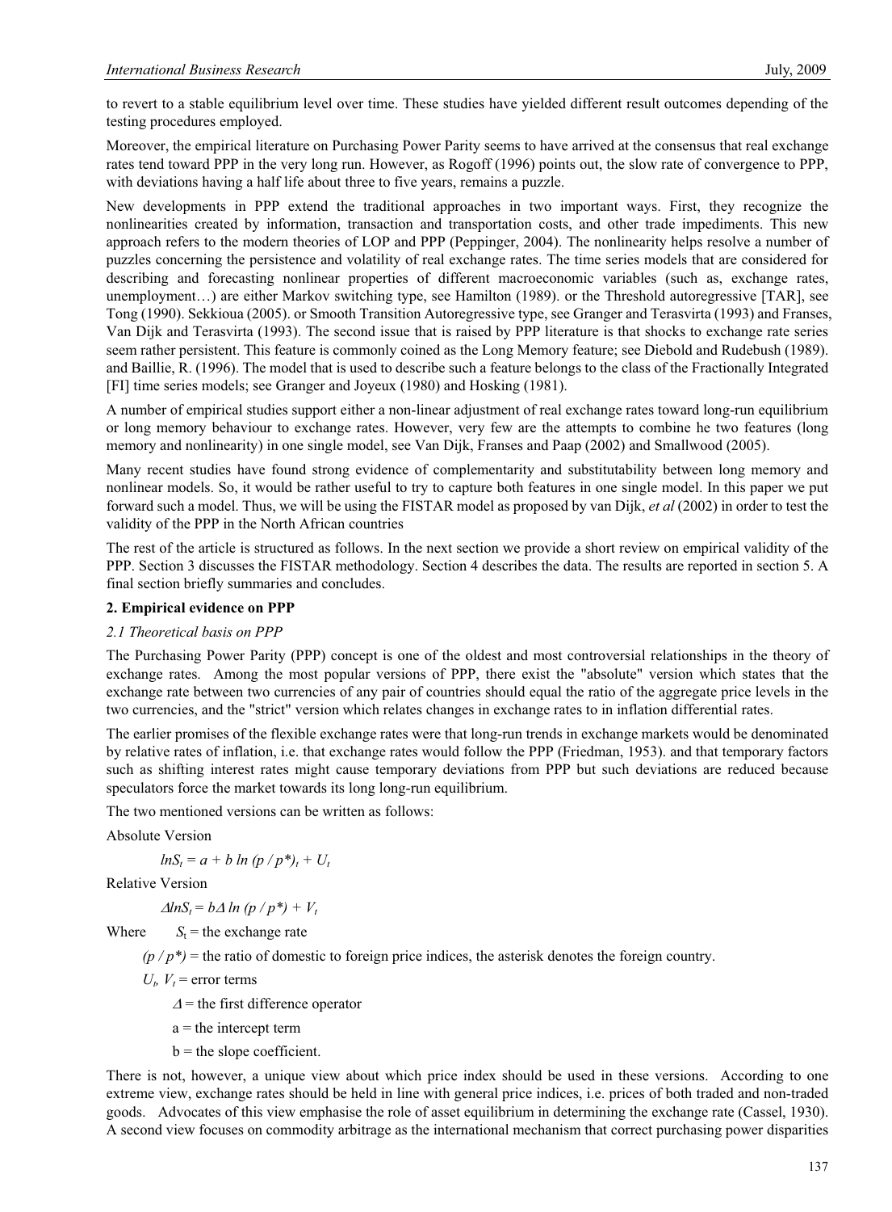to revert to a stable equilibrium level over time. These studies have yielded different result outcomes depending of the testing procedures employed.

Moreover, the empirical literature on Purchasing Power Parity seems to have arrived at the consensus that real exchange rates tend toward PPP in the very long run. However, as Rogoff (1996) points out, the slow rate of convergence to PPP, with deviations having a half life about three to five years, remains a puzzle.

New developments in PPP extend the traditional approaches in two important ways. First, they recognize the nonlinearities created by information, transaction and transportation costs, and other trade impediments. This new approach refers to the modern theories of LOP and PPP (Peppinger, 2004). The nonlinearity helps resolve a number of puzzles concerning the persistence and volatility of real exchange rates. The time series models that are considered for describing and forecasting nonlinear properties of different macroeconomic variables (such as, exchange rates, unemployment…) are either Markov switching type, see Hamilton (1989). or the Threshold autoregressive [TAR], see Tong (1990). Sekkioua (2005). or Smooth Transition Autoregressive type, see Granger and Terasvirta (1993) and Franses, Van Dijk and Terasvirta (1993). The second issue that is raised by PPP literature is that shocks to exchange rate series seem rather persistent. This feature is commonly coined as the Long Memory feature; see Diebold and Rudebush (1989). and Baillie, R. (1996). The model that is used to describe such a feature belongs to the class of the Fractionally Integrated [FI] time series models; see Granger and Joyeux (1980) and Hosking (1981).

A number of empirical studies support either a non-linear adjustment of real exchange rates toward long-run equilibrium or long memory behaviour to exchange rates. However, very few are the attempts to combine he two features (long memory and nonlinearity) in one single model, see Van Dijk, Franses and Paap (2002) and Smallwood (2005).

Many recent studies have found strong evidence of complementarity and substitutability between long memory and nonlinear models. So, it would be rather useful to try to capture both features in one single model. In this paper we put forward such a model. Thus, we will be using the FISTAR model as proposed by van Dijk, *et al* (2002) in order to test the validity of the PPP in the North African countries

The rest of the article is structured as follows. In the next section we provide a short review on empirical validity of the PPP. Section 3 discusses the FISTAR methodology. Section 4 describes the data. The results are reported in section 5. A final section briefly summaries and concludes.

## 2. Empirical evidence on PPP

### *2.1 Theoretical basis on PPP*

The Purchasing Power Parity (PPP) concept is one of the oldest and most controversial relationships in the theory of exchange rates. Among the most popular versions of PPP, there exist the "absolute" version which states that the exchange rate between two currencies of any pair of countries should equal the ratio of the aggregate price levels in the two currencies, and the "strict" version which relates changes in exchange rates to in inflation differential rates.

The earlier promises of the flexible exchange rates were that long-run trends in exchange markets would be denominated by relative rates of inflation, i.e. that exchange rates would follow the PPP (Friedman, 1953). and that temporary factors such as shifting interest rates might cause temporary deviations from PPP but such deviations are reduced because speculators force the market towards its long long-run equilibrium.

The two mentioned versions can be written as follows:

Absolute Version

$$lnS_t = a + b\ ln\ (p / p^*)_t + U_t$$

Relative Version

$$\Delta lnS_t = b\Delta\ ln\ (p / p^*) + V_t$$

Where $S_t$ = the exchange rate

$(p / p^*)$ = the ratio of domestic to foreign price indices, the asterisk denotes the foreign country.

$U_t$, $V_t$ = error terms

$\Delta$ = the first difference operator

a = the intercept term

b = the slope coefficient.

There is not, however, a unique view about which price index should be used in these versions. According to one extreme view, exchange rates should be held in line with general price indices, i.e. prices of both traded and non-traded goods. Advocates of this view emphasise the role of asset equilibrium in determining the exchange rate (Cassel, 1930). A second view focuses on commodity arbitrage as the international mechanism that correct purchasing power disparities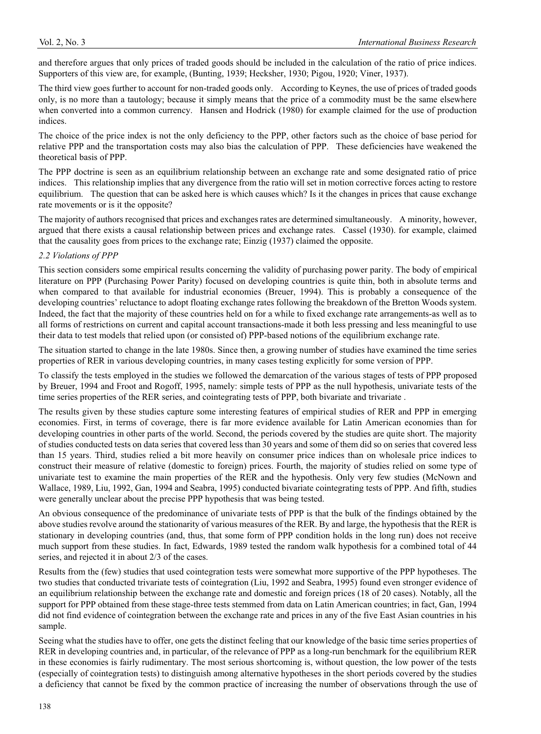and therefore argues that only prices of traded goods should be included in the calculation of the ratio of price indices. Supporters of this view are, for example, (Bunting, 1939; Hecksher, 1930; Pigou, 1920; Viner, 1937).

The third view goes further to account for non-traded goods only. According to Keynes, the use of prices of traded goods only, is no more than a tautology; because it simply means that the price of a commodity must be the same elsewhere when converted into a common currency. Hansen and Hodrick (1980) for example claimed for the use of production indices.

The choice of the price index is not the only deficiency to the PPP, other factors such as the choice of base period for relative PPP and the transportation costs may also bias the calculation of PPP. These deficiencies have weakened the theoretical basis of PPP.

The PPP doctrine is seen as an equilibrium relationship between an exchange rate and some designated ratio of price indices. This relationship implies that any divergence from the ratio will set in motion corrective forces acting to restore equilibrium. The question that can be asked here is which causes which? Is it the changes in prices that cause exchange rate movements or is it the opposite?

The majority of authors recognised that prices and exchanges rates are determined simultaneously. A minority, however, argued that there exists a causal relationship between prices and exchange rates. Cassel (1930). for example, claimed that the causality goes from prices to the exchange rate; Einzig (1937) claimed the opposite.

### *2.2 Violations of PPP*

This section considers some empirical results concerning the validity of purchasing power parity. The body of empirical literature on PPP (Purchasing Power Parity) focused on developing countries is quite thin, both in absolute terms and when compared to that available for industrial economies (Breuer, 1994). This is probably a consequence of the developing countries' reluctance to adopt floating exchange rates following the breakdown of the Bretton Woods system. Indeed, the fact that the majority of these countries held on for a while to fixed exchange rate arrangements-as well as to all forms of restrictions on current and capital account transactions-made it both less pressing and less meaningful to use their data to test models that relied upon (or consisted of) PPP-based notions of the equilibrium exchange rate.

The situation started to change in the late 1980s. Since then, a growing number of studies have examined the time series properties of RER in various developing countries, in many cases testing explicitly for some version of PPP.

To classify the tests employed in the studies we followed the demarcation of the various stages of tests of PPP proposed by Breuer, 1994 and Froot and Rogoff, 1995, namely: simple tests of PPP as the null hypothesis, univariate tests of the time series properties of the RER series, and cointegrating tests of PPP, both bivariate and trivariate .

The results given by these studies capture some interesting features of empirical studies of RER and PPP in emerging economies. First, in terms of coverage, there is far more evidence available for Latin American economies than for developing countries in other parts of the world. Second, the periods covered by the studies are quite short. The majority of studies conducted tests on data series that covered less than 30 years and some of them did so on series that covered less than 15 years. Third, studies relied a bit more heavily on consumer price indices than on wholesale price indices to construct their measure of relative (domestic to foreign) prices. Fourth, the majority of studies relied on some type of univariate test to examine the main properties of the RER and the hypothesis. Only very few studies (McNown and Wallace, 1989, Liu, 1992, Gan, 1994 and Seabra, 1995) conducted bivariate cointegrating tests of PPP. And fifth, studies were generally unclear about the precise PPP hypothesis that was being tested.

An obvious consequence of the predominance of univariate tests of PPP is that the bulk of the findings obtained by the above studies revolve around the stationarity of various measures of the RER. By and large, the hypothesis that the RER is stationary in developing countries (and, thus, that some form of PPP condition holds in the long run) does not receive much support from these studies. In fact, Edwards, 1989 tested the random walk hypothesis for a combined total of 44 series, and rejected it in about 2/3 of the cases.

Results from the (few) studies that used cointegration tests were somewhat more supportive of the PPP hypotheses. The two studies that conducted trivariate tests of cointegration (Liu, 1992 and Seabra, 1995) found even stronger evidence of an equilibrium relationship between the exchange rate and domestic and foreign prices (18 of 20 cases). Notably, all the support for PPP obtained from these stage-three tests stemmed from data on Latin American countries; in fact, Gan, 1994 did not find evidence of cointegration between the exchange rate and prices in any of the five East Asian countries in his sample.

Seeing what the studies have to offer, one gets the distinct feeling that our knowledge of the basic time series properties of RER in developing countries and, in particular, of the relevance of PPP as a long-run benchmark for the equilibrium RER in these economies is fairly rudimentary. The most serious shortcoming is, without question, the low power of the tests (especially of cointegration tests) to distinguish among alternative hypotheses in the short periods covered by the studies a deficiency that cannot be fixed by the common practice of increasing the number of observations through the use of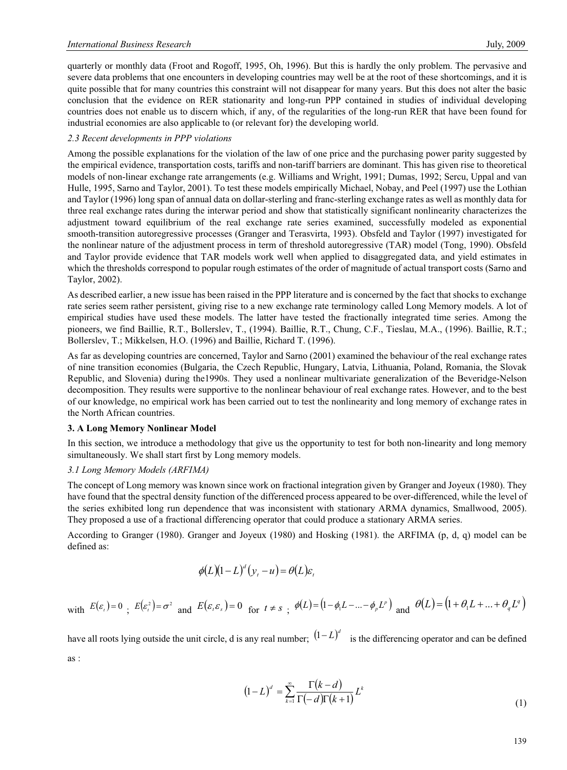quarterly or monthly data (Froot and Rogoff, 1995, Oh, 1996). But this is hardly the only problem. The pervasive and severe data problems that one encounters in developing countries may well be at the root of these shortcomings, and it is quite possible that for many countries this constraint will not disappear for many years. But this does not alter the basic conclusion that the evidence on RER stationarity and long-run PPP contained in studies of individual developing countries does not enable us to discern which, if any, of the regularities of the long-run RER that have been found for industrial economies are also applicable to (or relevant for) the developing world.

*2.3 Recent developments in PPP violations*

Among the possible explanations for the violation of the law of one price and the purchasing power parity suggested by the empirical evidence, transportation costs, tariffs and non-tariff barriers are dominant. This has given rise to theoretical models of non-linear exchange rate arrangements (e.g. Williams and Wright, 1991; Dumas, 1992; Sercu, Uppal and van Hulle, 1995, Sarno and Taylor, 2001). To test these models empirically Michael, Nobay, and Peel (1997) use the Lothian and Taylor (1996) long span of annual data on dollar-sterling and franc-sterling exchange rates as well as monthly data for three real exchange rates during the interwar period and show that statistically significant nonlinearity characterizes the adjustment toward equilibrium of the real exchange rate series examined, successfully modeled as exponential smooth-transition autoregressive processes (Granger and Terasvirta, 1993). Obsfeld and Taylor (1997) investigated for the nonlinear nature of the adjustment process in term of threshold autoregressive (TAR) model (Tong, 1990). Obsfeld and Taylor provide evidence that TAR models work well when applied to disaggregated data, and yield estimates in which the thresholds correspond to popular rough estimates of the order of magnitude of actual transport costs (Sarno and Taylor, 2002).

As described earlier, a new issue has been raised in the PPP literature and is concerned by the fact that shocks to exchange rate series seem rather persistent, giving rise to a new exchange rate terminology called Long Memory models. A lot of empirical studies have used these models. The latter have tested the fractionally integrated time series. Among the pioneers, we find Baillie, R.T., Bollerslev, T., (1994). Baillie, R.T., Chung, C.F., Tieslau, M.A., (1996). Baillie, R.T.; Bollerslev, T.; Mikkelsen, H.O. (1996) and Baillie, Richard T. (1996).

As far as developing countries are concerned, Taylor and Sarno (2001) examined the behaviour of the real exchange rates of nine transition economies (Bulgaria, the Czech Republic, Hungary, Latvia, Lithuania, Poland, Romania, the Slovak Republic, and Slovenia) during the1990s. They used a nonlinear multivariate generalization of the Beveridge-Nelson decomposition. They results were supportive to the nonlinear behaviour of real exchange rates. However, and to the best of our knowledge, no empirical work has been carried out to test the nonlinearity and long memory of exchange rates in the North African countries.

## 3. A Long Memory Nonlinear Model

In this section, we introduce a methodology that give us the opportunity to test for both non-linearity and long memory simultaneously. We shall start first by Long memory models.

*3.1 Long Memory Models (ARFIMA)*

The concept of Long memory was known since work on fractional integration given by Granger and Joyeux (1980). They have found that the spectral density function of the differenced process appeared to be over-differenced, while the level of the series exhibited long run dependence that was inconsistent with stationary ARMA dynamics, Smallwood, 2005). They proposed a use of a fractional differencing operator that could produce a stationary ARMA series.

According to Granger (1980). Granger and Joyeux (1980) and Hosking (1981). the ARFIMA (p, d, q) model can be defined as:

$$\phi(L)(1-L)^d(y_t - u) = \theta(L)\varepsilon_t$$

with $E(\varepsilon_t)=0$ ; $E(\varepsilon_t^2)=\sigma^2$ and $E(\varepsilon_t\varepsilon_s)=0$ for $t \neq s$ ; $\phi(L)=(1-\phi_1 L - ... - \phi_p L^p)$ and $\theta(L)=(1+\theta_1 L + ... + \theta_q L^q)$

have all roots lying outside the unit circle, d is any real number; $(1-L)^d$ is the differencing operator and can be defined as :

$$(1-L)^d = \sum_{k=1}^{\infty} \frac{\Gamma(k-d)}{\Gamma(-d)\Gamma(k+1)} L^k \tag{1}$$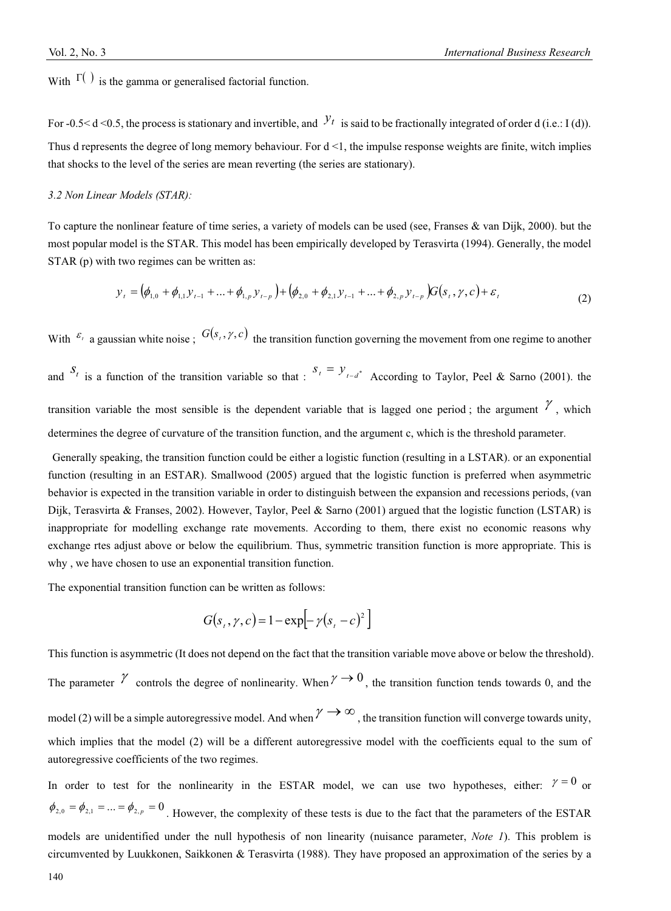With $\Gamma(\;)$ is the gamma or generalised factorial function.

For -0.5< d <0.5, the process is stationary and invertible, and $y_t$ is said to be fractionally integrated of order d (i.e.: I (d)). Thus d represents the degree of long memory behaviour. For d <1, the impulse response weights are finite, witch implies that shocks to the level of the series are mean reverting (the series are stationary).

### *3.2 Non Linear Models (STAR):*

To capture the nonlinear feature of time series, a variety of models can be used (see, Franses & van Dijk, 2000). but the most popular model is the STAR. This model has been empirically developed by Terasvirta (1994). Generally, the model STAR (p) with two regimes can be written as:

$$y_t = \left(\phi_{1,0} + \phi_{1,1} y_{t-1} + ... + \phi_{1,p} y_{t-p}\right) + \left(\phi_{2,0} + \phi_{2,1} y_{t-1} + ... + \phi_{2,p} y_{t-p}\right) G(s_t, \gamma, c) + \varepsilon_t \tag{2}$$

With $\varepsilon_t$ a gaussian white noise ; $G(s_t, \gamma, c)$ the transition function governing the movement from one regime to another and $s_t$ is a function of the transition variable so that : $s_t = y_{t-d^*}$ According to Taylor, Peel & Sarno (2001). the transition variable the most sensible is the dependent variable that is lagged one period ; the argument $\gamma$, which determines the degree of curvature of the transition function, and the argument c, which is the threshold parameter.

Generally speaking, the transition function could be either a logistic function (resulting in a LSTAR). or an exponential function (resulting in an ESTAR). Smallwood (2005) argued that the logistic function is preferred when asymmetric behavior is expected in the transition variable in order to distinguish between the expansion and recessions periods, (van Dijk, Terasvirta & Franses, 2002). However, Taylor, Peel & Sarno (2001) argued that the logistic function (LSTAR) is inappropriate for modelling exchange rate movements. According to them, there exist no economic reasons why exchange rtes adjust above or below the equilibrium. Thus, symmetric transition function is more appropriate. This is why , we have chosen to use an exponential transition function.

The exponential transition function can be written as follows:

$$G(s_t, \gamma, c) = 1 - \exp\left[-\gamma(s_t - c)^2\right]$$

This function is asymmetric (It does not depend on the fact that the transition variable move above or below the threshold). The parameter $\gamma$ controls the degree of nonlinearity. When $\gamma \to 0$, the transition function tends towards 0, and the model (2) will be a simple autoregressive model. And when $\gamma \to \infty$, the transition function will converge towards unity, which implies that the model (2) will be a different autoregressive model with the coefficients equal to the sum of autoregressive coefficients of the two regimes.

In order to test for the nonlinearity in the ESTAR model, we can use two hypotheses, either: $\gamma = 0$ or $\phi_{2,0} = \phi_{2,1} = ... = \phi_{2,p} = 0$. However, the complexity of these tests is due to the fact that the parameters of the ESTAR models are unidentified under the null hypothesis of non linearity (nuisance parameter, *Note 1*). This problem is circumvented by Luukkonen, Saikkonen & Terasvirta (1988). They have proposed an approximation of the series by a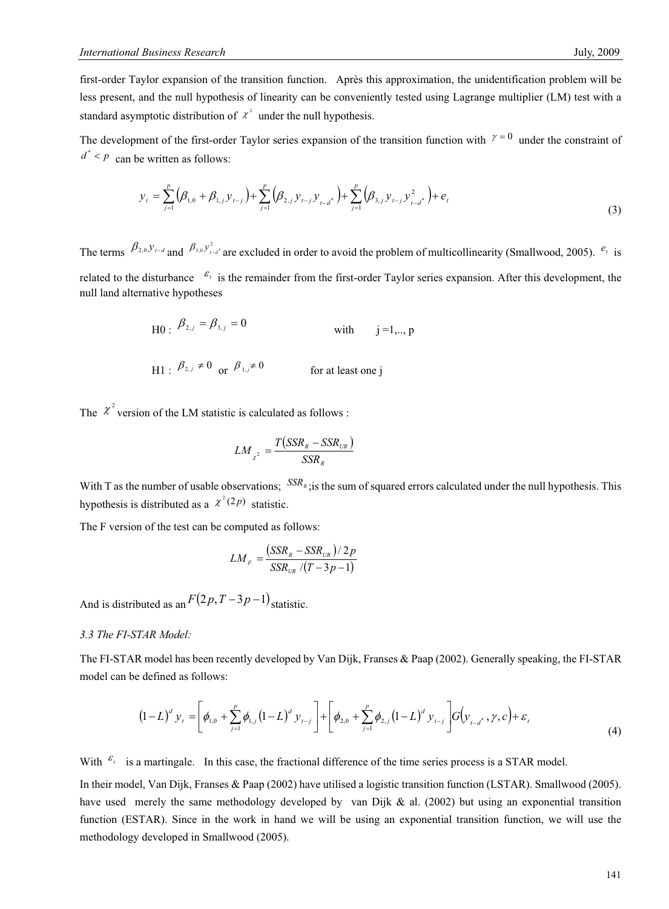first-order Taylor expansion of the transition function. Après this approximation, the unidentification problem will be less present, and the null hypothesis of linearity can be conveniently tested using Lagrange multiplier (LM) test with a standard asymptotic distribution of $\chi^2$ under the null hypothesis.

The development of the first-order Taylor series expansion of the transition function with $\gamma = 0$ under the constraint of $d^* < p$ can be written as follows:

$$y_t = \sum_{j=1}^{p} \left(\beta_{1,0} + \beta_{1,j} y_{t-j}\right) + \sum_{j=1}^{p} \left(\beta_{2,j} y_{t-j} y_{t-d^*}\right) + \sum_{j=1}^{p} \left(\beta_{3,j} y_{t-j} y_{t-d^*}^2\right) + e_t \tag{3}$$

The terms $\beta_{2,0} y_{t-d}$ and $\beta_{3,0} y_{t-d^*}^2$ are excluded in order to avoid the problem of multicollinearity (Smallwood, 2005). $e_t$ is related to the disturbance $\varepsilon_t$ is the remainder from the first-order Taylor series expansion. After this development, the null land alternative hypotheses

H0 : $\beta_{2,j} = \beta_{3,j} = 0$ with j =1,.., p

H1 : $\beta_{2,j} \neq 0$ or $\beta_{3,j} \neq 0$ for at least one j

The $\chi^2$ version of the LM statistic is calculated as follows :

$$LM_{\chi^2} = \frac{T\left(SSR_R - SSR_{UR}\right)}{SSR_R}$$

With T as the number of usable observations; $SSR_R$;is the sum of squared errors calculated under the null hypothesis. This hypothesis is distributed as a $\chi^2(2p)$ statistic.

The F version of the test can be computed as follows:

$$LM_F = \frac{\left(SSR_R - SSR_{UR}\right)/2p}{SSR_{UR}/\left(T - 3p - 1\right)}$$

And is distributed as an $F\left(2p, T - 3p - 1\right)$ statistic.

*3.3 The FI-STAR Model:*

The FI-STAR model has been recently developed by Van Dijk, Franses & Paap (2002). Generally speaking, the FI-STAR model can be defined as follows:

$$\left(1-L\right)^d y_t = \left[\phi_{1,0} + \sum_{j=1}^{p} \phi_{1,j} \left(1-L\right)^d y_{t-j}\right] + \left[\phi_{2,0} + \sum_{j=1}^{p} \phi_{2,j} \left(1-L\right)^d y_{t-j}\right] G\left(y_{t-d^*}, \gamma, c\right) + \varepsilon_t \tag{4}$$

With $\varepsilon_t$ is a martingale. In this case, the fractional difference of the time series process is a STAR model.

In their model, Van Dijk, Franses & Paap (2002) have utilised a logistic transition function (LSTAR). Smallwood (2005). have used merely the same methodology developed by van Dijk & al. (2002) but using an exponential transition function (ESTAR). Since in the work in hand we will be using an exponential transition function, we will use the methodology developed in Smallwood (2005).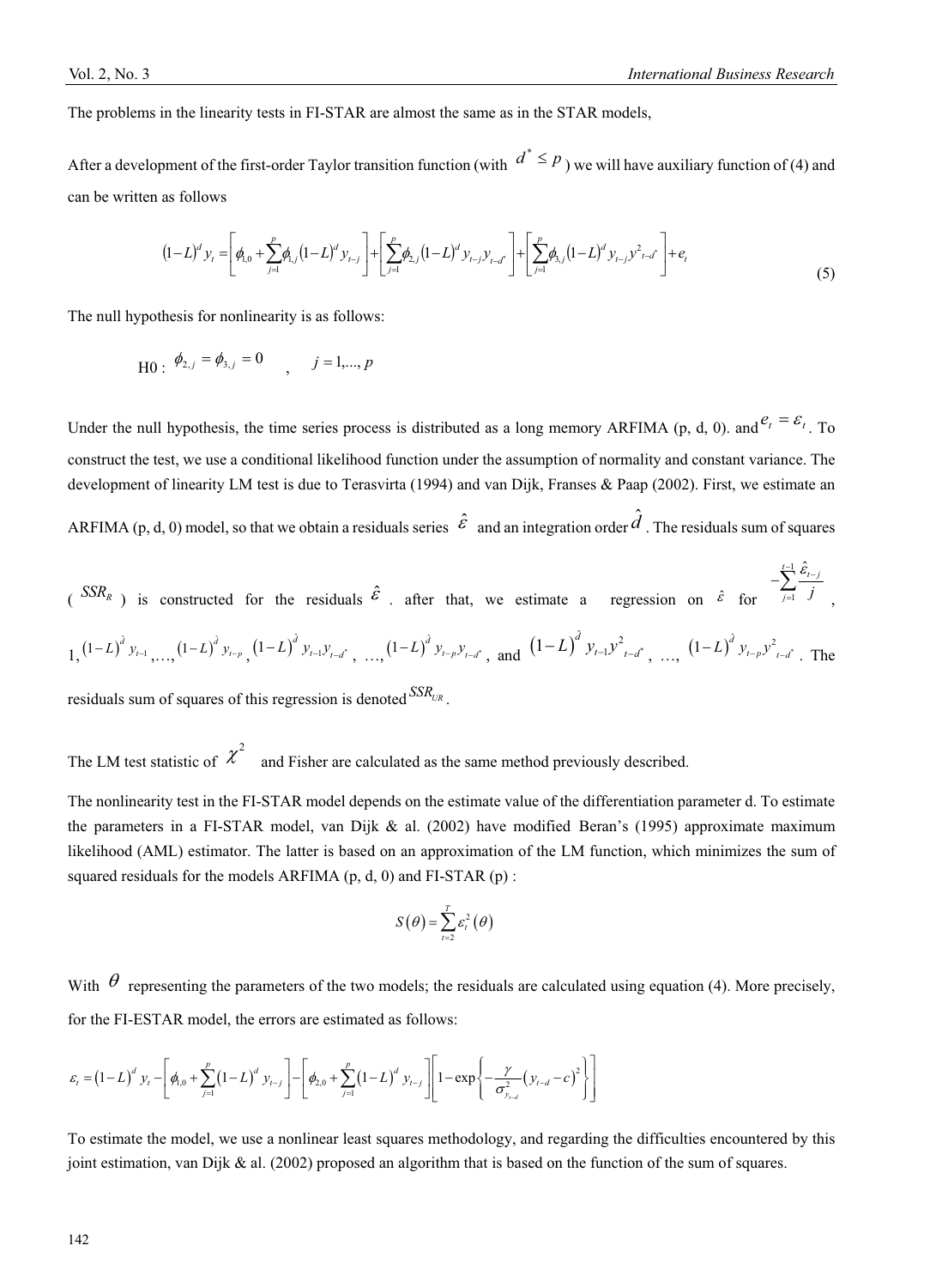The problems in the linearity tests in FI-STAR are almost the same as in the STAR models,

After a development of the first-order Taylor transition function (with $d^* \leq p$) we will have auxiliary function of (4) and can be written as follows

$$(1-L)^d y_t = \left[\phi_{1,0} + \sum_{j=1}^{p} \phi_{1,j} (1-L)^d y_{t-j}\right] + \left[\sum_{j=1}^{p} \phi_{2,j} (1-L)^d y_{t-j} y_{t-d^*}\right] + \left[\sum_{j=1}^{p} \phi_{3,j} (1-L)^d y_{t-j} y^2_{t-d^*}\right] + e_t \tag{5}$$

The null hypothesis for nonlinearity is as follows:

H0 : $\phi_{2,j} = \phi_{3,j} = 0$ , $j = 1, \ldots, p$

Under the null hypothesis, the time series process is distributed as a long memory ARFIMA (p, d, 0). and $e_t = \varepsilon_t$. To construct the test, we use a conditional likelihood function under the assumption of normality and constant variance. The development of linearity LM test is due to Terasvirta (1994) and van Dijk, Franses & Paap (2002). First, we estimate an ARFIMA (p, d, 0) model, so that we obtain a residuals series $\hat{\varepsilon}$ and an integration order $\hat{d}$. The residuals sum of squares ($SSR_R$) is constructed for the residuals $\hat{\varepsilon}$ . after that, we estimate a regression on $\hat{\varepsilon}$ for $-\sum_{j=1}^{t-1} \frac{\hat{\varepsilon}_{t-j}}{j}$, 1, $(1-L)^{\hat{d}} y_{t-1}, \ldots, (1-L)^{\hat{d}} y_{t-p}$, $(1-L)^{\hat{d}} y_{t-1} y_{t-d^*}$, …, $(1-L)^{\hat{d}} y_{t-p} y_{t-d^*}$, and $(1-L)^{\hat{d}} y_{t-1} y^2_{t-d^*}$, …, $(1-L)^{\hat{d}} y_{t-p} y^2_{t-d^*}$. The residuals sum of squares of this regression is denoted $SSR_{UR}$.

The LM test statistic of $\chi^2$ and Fisher are calculated as the same method previously described.

The nonlinearity test in the FI-STAR model depends on the estimate value of the differentiation parameter d. To estimate the parameters in a FI-STAR model, van Dijk & al. (2002) have modified Beran's (1995) approximate maximum likelihood (AML) estimator. The latter is based on an approximation of the LM function, which minimizes the sum of squared residuals for the models ARFIMA (p, d, 0) and FI-STAR (p) :

$$S(\theta) = \sum_{t=2}^{T} \varepsilon_t^2(\theta)$$

With $\theta$ representing the parameters of the two models; the residuals are calculated using equation (4). More precisely, for the FI-ESTAR model, the errors are estimated as follows:

$$\varepsilon_t = (1-L)^d y_t - \left[\phi_{1,0} + \sum_{j=1}^{p} (1-L)^d y_{t-j}\right] - \left[\phi_{2,0} + \sum_{j=1}^{p} (1-L)^d y_{t-j}\right]\left[1 - \exp\left\{-\frac{\gamma}{\sigma^2_{y_{t-d}}} (y_{t-d} - c)^2\right\}\right]$$

To estimate the model, we use a nonlinear least squares methodology, and regarding the difficulties encountered by this joint estimation, van Dijk & al. (2002) proposed an algorithm that is based on the function of the sum of squares.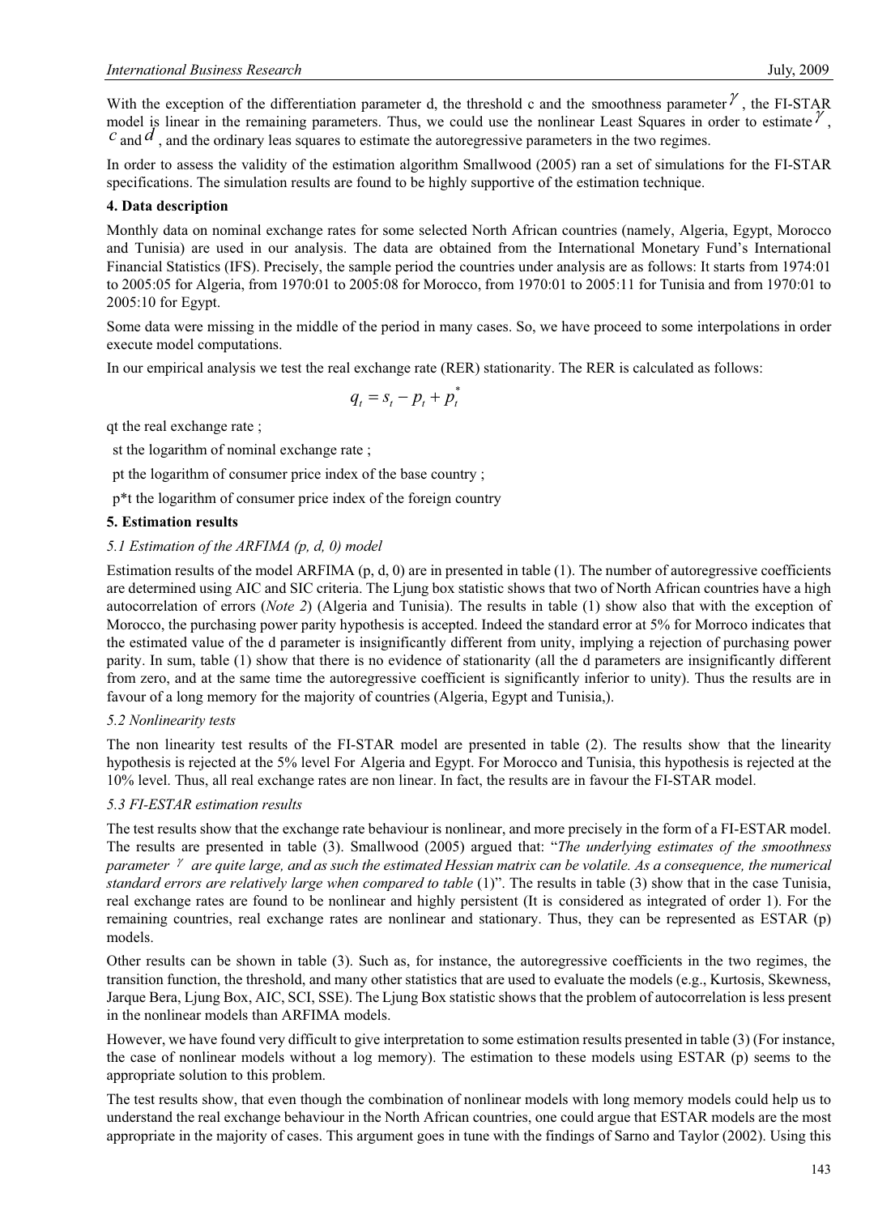With the exception of the differentiation parameter d, the threshold c and the smoothness parameter $\gamma$, the FI-STAR model is linear in the remaining parameters. Thus, we could use the nonlinear Least Squares in order to estimate $\gamma$, $c$ and $d$, and the ordinary leas squares to estimate the autoregressive parameters in the two regimes.

In order to assess the validity of the estimation algorithm Smallwood (2005) ran a set of simulations for the FI-STAR specifications. The simulation results are found to be highly supportive of the estimation technique.

### 4. Data description

Monthly data on nominal exchange rates for some selected North African countries (namely, Algeria, Egypt, Morocco and Tunisia) are used in our analysis. The data are obtained from the International Monetary Fund's International Financial Statistics (IFS). Precisely, the sample period the countries under analysis are as follows: It starts from 1974:01 to 2005:05 for Algeria, from 1970:01 to 2005:08 for Morocco, from 1970:01 to 2005:11 for Tunisia and from 1970:01 to 2005:10 for Egypt.

Some data were missing in the middle of the period in many cases. So, we have proceed to some interpolations in order execute model computations.

In our empirical analysis we test the real exchange rate (RER) stationarity. The RER is calculated as follows:

$$q_t = s_t - p_t + p_t^*$$

qt the real exchange rate ;

st the logarithm of nominal exchange rate ;

pt the logarithm of consumer price index of the base country ;

p*t the logarithm of consumer price index of the foreign country

### 5. Estimation results

#### *5.1 Estimation of the ARFIMA (p, d, 0) model*

Estimation results of the model ARFIMA (p, d, 0) are in presented in table (1). The number of autoregressive coefficients are determined using AIC and SIC criteria. The Ljung box statistic shows that two of North African countries have a high autocorrelation of errors (*Note 2*) (Algeria and Tunisia). The results in table (1) show also that with the exception of Morocco, the purchasing power parity hypothesis is accepted. Indeed the standard error at 5% for Morroco indicates that the estimated value of the d parameter is insignificantly different from unity, implying a rejection of purchasing power parity. In sum, table (1) show that there is no evidence of stationarity (all the d parameters are insignificantly different from zero, and at the same time the autoregressive coefficient is significantly inferior to unity). Thus the results are in favour of a long memory for the majority of countries (Algeria, Egypt and Tunisia,).

#### *5.2 Nonlinearity tests*

The non linearity test results of the FI-STAR model are presented in table (2). The results show that the linearity hypothesis is rejected at the 5% level For Algeria and Egypt. For Morocco and Tunisia, this hypothesis is rejected at the 10% level. Thus, all real exchange rates are non linear. In fact, the results are in favour the FI-STAR model.

#### *5.3 FI-ESTAR estimation results*

The test results show that the exchange rate behaviour is nonlinear, and more precisely in the form of a FI-ESTAR model. The results are presented in table (3). Smallwood (2005) argued that: "*The underlying estimates of the smoothness parameter $\gamma$ are quite large, and as such the estimated Hessian matrix can be volatile. As a consequence, the numerical standard errors are relatively large when compared to table* (1)". The results in table (3) show that in the case Tunisia, real exchange rates are found to be nonlinear and highly persistent (It is considered as integrated of order 1). For the remaining countries, real exchange rates are nonlinear and stationary. Thus, they can be represented as ESTAR (p) models.

Other results can be shown in table (3). Such as, for instance, the autoregressive coefficients in the two regimes, the transition function, the threshold, and many other statistics that are used to evaluate the models (e.g., Kurtosis, Skewness, Jarque Bera, Ljung Box, AIC, SCI, SSE). The Ljung Box statistic shows that the problem of autocorrelation is less present in the nonlinear models than ARFIMA models.

However, we have found very difficult to give interpretation to some estimation results presented in table (3) (For instance, the case of nonlinear models without a log memory). The estimation to these models using ESTAR (p) seems to the appropriate solution to this problem.

The test results show, that even though the combination of nonlinear models with long memory models could help us to understand the real exchange behaviour in the North African countries, one could argue that ESTAR models are the most appropriate in the majority of cases. This argument goes in tune with the findings of Sarno and Taylor (2002). Using this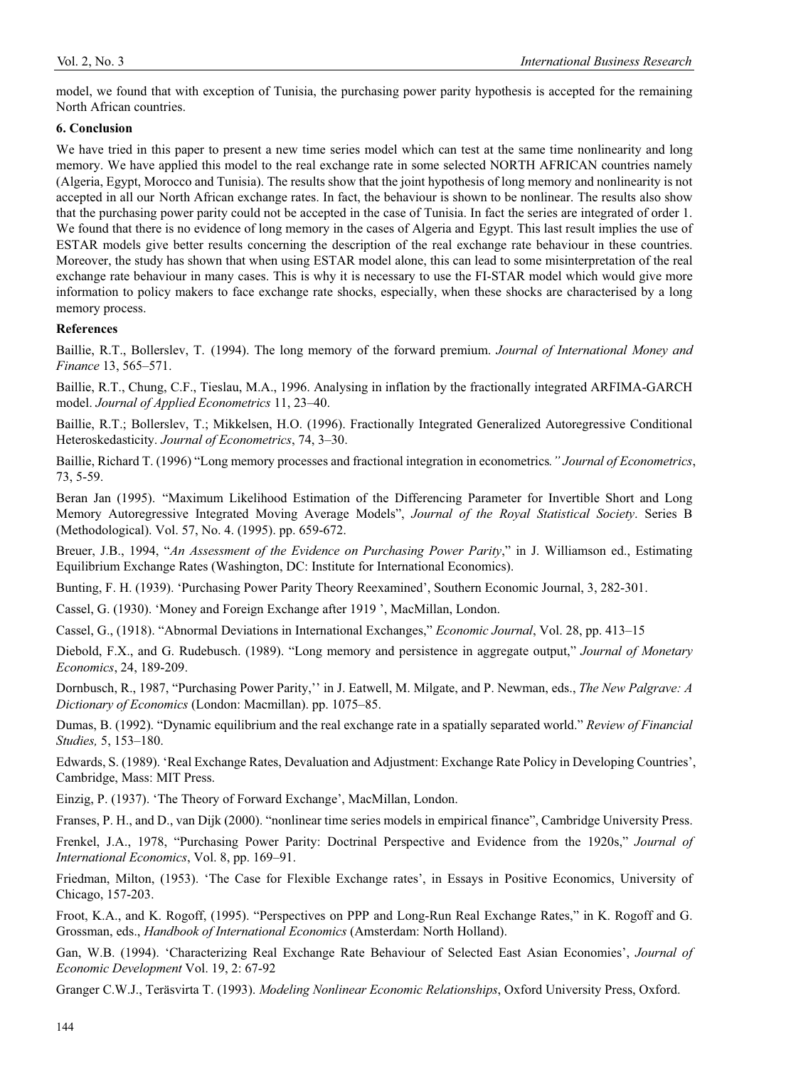model, we found that with exception of Tunisia, the purchasing power parity hypothesis is accepted for the remaining North African countries.

## 6. Conclusion

We have tried in this paper to present a new time series model which can test at the same time nonlinearity and long memory. We have applied this model to the real exchange rate in some selected NORTH AFRICAN countries namely (Algeria, Egypt, Morocco and Tunisia). The results show that the joint hypothesis of long memory and nonlinearity is not accepted in all our North African exchange rates. In fact, the behaviour is shown to be nonlinear. The results also show that the purchasing power parity could not be accepted in the case of Tunisia. In fact the series are integrated of order 1. We found that there is no evidence of long memory in the cases of Algeria and Egypt. This last result implies the use of ESTAR models give better results concerning the description of the real exchange rate behaviour in these countries. Moreover, the study has shown that when using ESTAR model alone, this can lead to some misinterpretation of the real exchange rate behaviour in many cases. This is why it is necessary to use the FI-STAR model which would give more information to policy makers to face exchange rate shocks, especially, when these shocks are characterised by a long memory process.

## References

Baillie, R.T., Bollerslev, T. (1994). The long memory of the forward premium. *Journal of International Money and Finance* 13, 565–571.

Baillie, R.T., Chung, C.F., Tieslau, M.A., 1996. Analysing in inflation by the fractionally integrated ARFIMA-GARCH model. *Journal of Applied Econometrics* 11, 23–40.

Baillie, R.T.; Bollerslev, T.; Mikkelsen, H.O. (1996). Fractionally Integrated Generalized Autoregressive Conditional Heteroskedasticity. *Journal of Econometrics*, 74, 3–30.

Baillie, Richard T. (1996) "Long memory processes and fractional integration in econometrics*." Journal of Econometrics*, 73, 5-59.

Beran Jan (1995). "Maximum Likelihood Estimation of the Differencing Parameter for Invertible Short and Long Memory Autoregressive Integrated Moving Average Models", *Journal of the Royal Statistical Society*. Series B (Methodological). Vol. 57, No. 4. (1995). pp. 659-672.

Breuer, J.B., 1994, "*An Assessment of the Evidence on Purchasing Power Parity*," in J. Williamson ed., Estimating Equilibrium Exchange Rates (Washington, DC: Institute for International Economics).

Bunting, F. H. (1939). 'Purchasing Power Parity Theory Reexamined', Southern Economic Journal, 3, 282-301.

Cassel, G. (1930). 'Money and Foreign Exchange after 1919 ', MacMillan, London.

Cassel, G., (1918). "Abnormal Deviations in International Exchanges," *Economic Journal*, Vol. 28, pp. 413–15

Diebold, F.X., and G. Rudebusch. (1989). "Long memory and persistence in aggregate output," *Journal of Monetary Economics*, 24, 189-209.

Dornbusch, R., 1987, "Purchasing Power Parity,'' in J. Eatwell, M. Milgate, and P. Newman, eds., *The New Palgrave: A Dictionary of Economics* (London: Macmillan). pp. 1075–85.

Dumas, B. (1992). "Dynamic equilibrium and the real exchange rate in a spatially separated world." *Review of Financial Studies,* 5, 153–180.

Edwards, S. (1989). 'Real Exchange Rates, Devaluation and Adjustment: Exchange Rate Policy in Developing Countries', Cambridge, Mass: MIT Press.

Einzig, P. (1937). 'The Theory of Forward Exchange', MacMillan, London.

Franses, P. H., and D., van Dijk (2000). "nonlinear time series models in empirical finance", Cambridge University Press.

Frenkel, J.A., 1978, "Purchasing Power Parity: Doctrinal Perspective and Evidence from the 1920s," *Journal of International Economics*, Vol. 8, pp. 169–91.

Friedman, Milton, (1953). 'The Case for Flexible Exchange rates', in Essays in Positive Economics, University of Chicago, 157-203.

Froot, K.A., and K. Rogoff, (1995). "Perspectives on PPP and Long-Run Real Exchange Rates," in K. Rogoff and G. Grossman, eds., *Handbook of International Economics* (Amsterdam: North Holland).

Gan, W.B. (1994). 'Characterizing Real Exchange Rate Behaviour of Selected East Asian Economies', *Journal of Economic Development* Vol. 19, 2: 67-92

Granger C.W.J., Teräsvirta T. (1993). *Modeling Nonlinear Economic Relationships*, Oxford University Press, Oxford.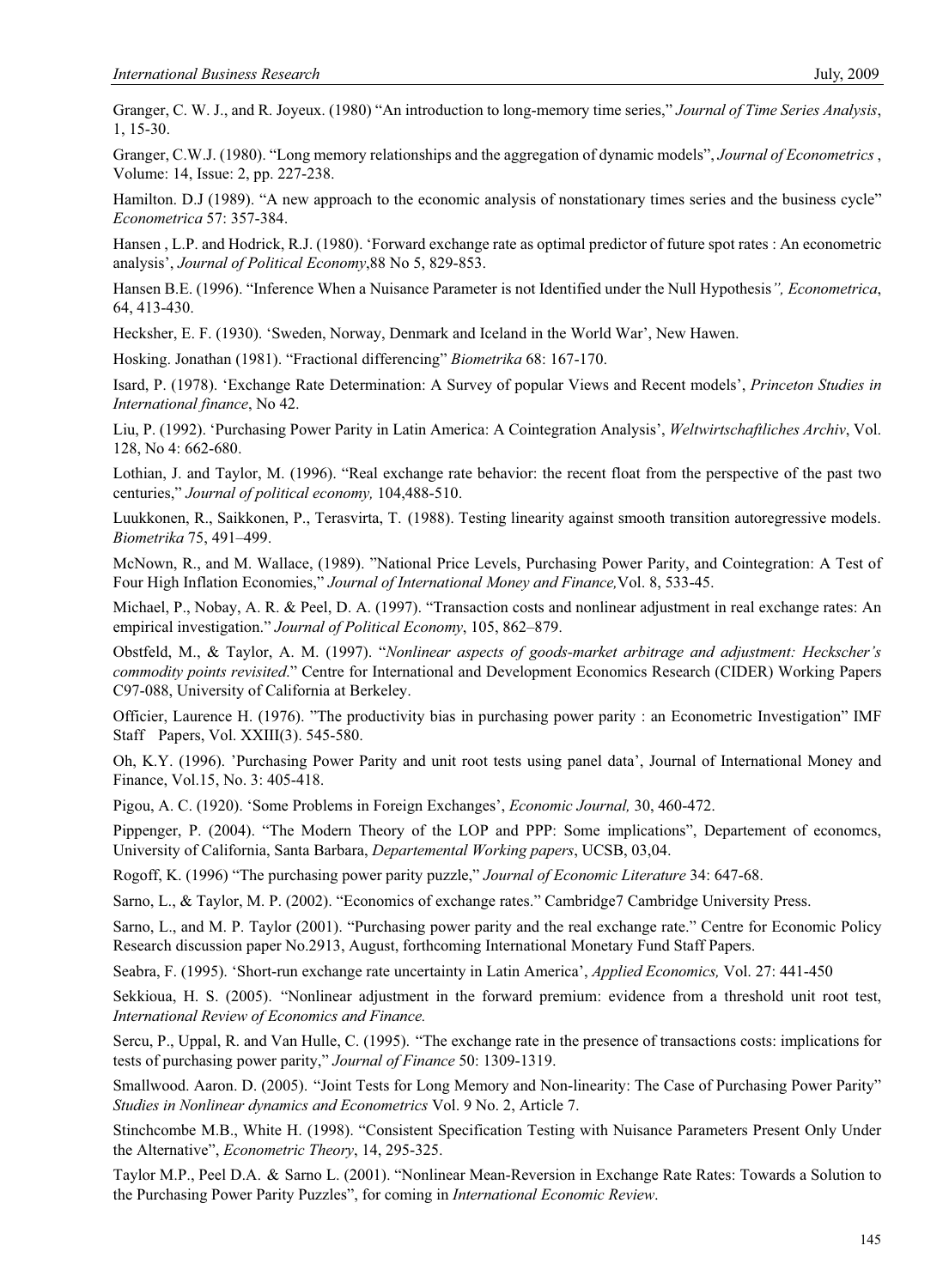Granger, C. W. J., and R. Joyeux. (1980) "An introduction to long-memory time series," *Journal of Time Series Analysis*, 1, 15-30.

Granger, C.W.J. (1980). "Long memory relationships and the aggregation of dynamic models", *Journal of Econometrics* , Volume: 14, Issue: 2, pp. 227-238.

Hamilton. D.J (1989). "A new approach to the economic analysis of nonstationary times series and the business cycle" *Econometrica* 57: 357-384.

Hansen , L.P. and Hodrick, R.J. (1980). 'Forward exchange rate as optimal predictor of future spot rates : An econometric analysis', *Journal of Political Economy*,88 No 5, 829-853.

Hansen B.E. (1996). "Inference When a Nuisance Parameter is not Identified under the Null Hypothesis*", Econometrica*, 64, 413-430.

Hecksher, E. F. (1930). 'Sweden, Norway, Denmark and Iceland in the World War', New Hawen.

Hosking. Jonathan (1981). "Fractional differencing" *Biometrika* 68: 167-170.

Isard, P. (1978). 'Exchange Rate Determination: A Survey of popular Views and Recent models', *Princeton Studies in International finance*, No 42.

Liu, P. (1992). 'Purchasing Power Parity in Latin America: A Cointegration Analysis', *Weltwirtschaftliches Archiv*, Vol. 128, No 4: 662-680.

Lothian, J. and Taylor, M. (1996). "Real exchange rate behavior: the recent float from the perspective of the past two centuries," *Journal of political economy,* 104,488-510.

Luukkonen, R., Saikkonen, P., Terasvirta, T. (1988). Testing linearity against smooth transition autoregressive models. *Biometrika* 75, 491–499.

McNown, R., and M. Wallace, (1989). "National Price Levels, Purchasing Power Parity, and Cointegration: A Test of Four High Inflation Economies," *Journal of International Money and Finance,*Vol. 8, 533-45.

Michael, P., Nobay, A. R. & Peel, D. A. (1997). "Transaction costs and nonlinear adjustment in real exchange rates: An empirical investigation." *Journal of Political Economy*, 105, 862–879.

Obstfeld, M., & Taylor, A. M. (1997). "*Nonlinear aspects of goods-market arbitrage and adjustment: Heckscher's commodity points revisited*." Centre for International and Development Economics Research (CIDER) Working Papers C97-088, University of California at Berkeley.

Officier, Laurence H. (1976). "The productivity bias in purchasing power parity : an Econometric Investigation" IMF Staff Papers, Vol. XXIII(3). 545-580.

Oh, K.Y. (1996). 'Purchasing Power Parity and unit root tests using panel data', Journal of International Money and Finance, Vol.15, No. 3: 405-418.

Pigou, A. C. (1920). 'Some Problems in Foreign Exchanges', *Economic Journal,* 30, 460-472.

Pippenger, P. (2004). "The Modern Theory of the LOP and PPP: Some implications", Departement of economcs, University of California, Santa Barbara, *Departemental Working papers*, UCSB, 03,04.

Rogoff, K. (1996) "The purchasing power parity puzzle," *Journal of Economic Literature* 34: 647-68.

Sarno, L., & Taylor, M. P. (2002). "Economics of exchange rates." Cambridge7 Cambridge University Press.

Sarno, L., and M. P. Taylor (2001). "Purchasing power parity and the real exchange rate." Centre for Economic Policy Research discussion paper No.2913, August, forthcoming International Monetary Fund Staff Papers.

Seabra, F. (1995). 'Short-run exchange rate uncertainty in Latin America', *Applied Economics,* Vol. 27: 441-450

Sekkioua, H. S. (2005). "Nonlinear adjustment in the forward premium: evidence from a threshold unit root test, *International Review of Economics and Finance.*

Sercu, P., Uppal, R. and Van Hulle, C. (1995). "The exchange rate in the presence of transactions costs: implications for tests of purchasing power parity," *Journal of Finance* 50: 1309-1319.

Smallwood. Aaron. D. (2005). "Joint Tests for Long Memory and Non-linearity: The Case of Purchasing Power Parity" *Studies in Nonlinear dynamics and Econometrics* Vol. 9 No. 2, Article 7.

Stinchcombe M.B., White H. (1998). "Consistent Specification Testing with Nuisance Parameters Present Only Under the Alternative", *Econometric Theory*, 14, 295-325.

Taylor M.P., Peel D.A. & Sarno L. (2001). "Nonlinear Mean-Reversion in Exchange Rate Rates: Towards a Solution to the Purchasing Power Parity Puzzles", for coming in *International Economic Review*.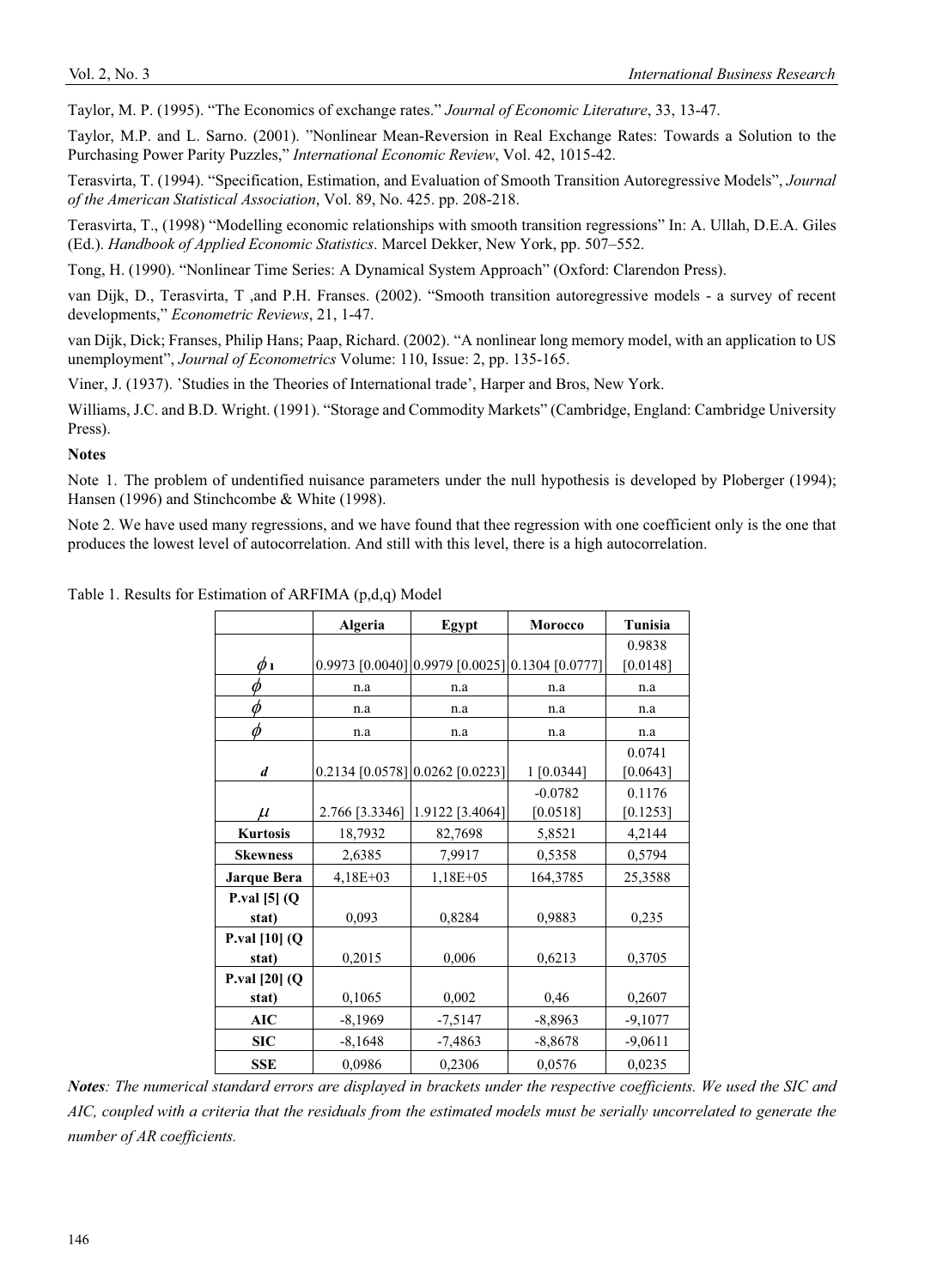Taylor, M. P. (1995). "The Economics of exchange rates." *Journal of Economic Literature*, 33, 13-47.

Taylor, M.P. and L. Sarno. (2001). "Nonlinear Mean-Reversion in Real Exchange Rates: Towards a Solution to the Purchasing Power Parity Puzzles," *International Economic Review*, Vol. 42, 1015-42.

Terasvirta, T. (1994). "Specification, Estimation, and Evaluation of Smooth Transition Autoregressive Models", *Journal of the American Statistical Association*, Vol. 89, No. 425. pp. 208-218.

Terasvirta, T., (1998) "Modelling economic relationships with smooth transition regressions" In: A. Ullah, D.E.A. Giles (Ed.). *Handbook of Applied Economic Statistics*. Marcel Dekker, New York, pp. 507–552.

Tong, H. (1990). "Nonlinear Time Series: A Dynamical System Approach" (Oxford: Clarendon Press).

van Dijk, D., Terasvirta, T ,and P.H. Franses. (2002). "Smooth transition autoregressive models - a survey of recent developments," *Econometric Reviews*, 21, 1-47.

van Dijk, Dick; Franses, Philip Hans; Paap, Richard. (2002). "A nonlinear long memory model, with an application to US unemployment", *Journal of Econometrics* Volume: 110, Issue: 2, pp. 135-165.

Viner, J. (1937). 'Studies in the Theories of International trade', Harper and Bros, New York.

Williams, J.C. and B.D. Wright. (1991). "Storage and Commodity Markets" (Cambridge, England: Cambridge University Press).

**Notes**

Note 1. The problem of undentified nuisance parameters under the null hypothesis is developed by Ploberger (1994); Hansen (1996) and Stinchcombe & White (1998).

Note 2. We have used many regressions, and we have found that thee regression with one coefficient only is the one that produces the lowest level of autocorrelation. And still with this level, there is a high autocorrelation.

Table 1. Results for Estimation of ARFIMA (p,d,q) Model

| | Algeria | Egypt | Morocco | Tunisia |
|---|---|---|---|---|
| $\phi_1$ | 0.9973 [0.0040] | 0.9979 [0.0025] | 0.1304 [0.0777] | 0.9838 [0.0148] |
| $\phi$ | n.a | n.a | n.a | n.a |
| $\phi$ | n.a | n.a | n.a | n.a |
| $\phi$ | n.a | n.a | n.a | n.a |
| ***d*** | 0.2134 [0.0578] | 0.0262 [0.0223] | 1 [0.0344] | 0.0741 [0.0643] |
| $\mu$ | 2.766 [3.3346] | 1.9122 [3.4064] | -0.0782 [0.0518] | 0.1176 [0.1253] |
| **Kurtosis** | 18,7932 | 82,7698 | 5,8521 | 4,2144 |
| **Skewness** | 2,6385 | 7,9917 | 0,5358 | 0,5794 |
| **Jarque Bera** | 4,18E+03 | 1,18E+05 | 164,3785 | 25,3588 |
| **P.val [5] (Q stat)** | 0,093 | 0,8284 | 0,9883 | 0,235 |
| **P.val [10] (Q stat)** | 0,2015 | 0,006 | 0,6213 | 0,3705 |
| **P.val [20] (Q stat)** | 0,1065 | 0,002 | 0,46 | 0,2607 |
| **AIC** | -8,1969 | -7,5147 | -8,8963 | -9,1077 |
| **SIC** | -8,1648 | -7,4863 | -8,8678 | -9,0611 |
| **SSE** | 0,0986 | 0,2306 | 0,0576 | 0,0235 |

***Notes****: The numerical standard errors are displayed in brackets under the respective coefficients. We used the SIC and AIC, coupled with a criteria that the residuals from the estimated models must be serially uncorrelated to generate the number of AR coefficients.*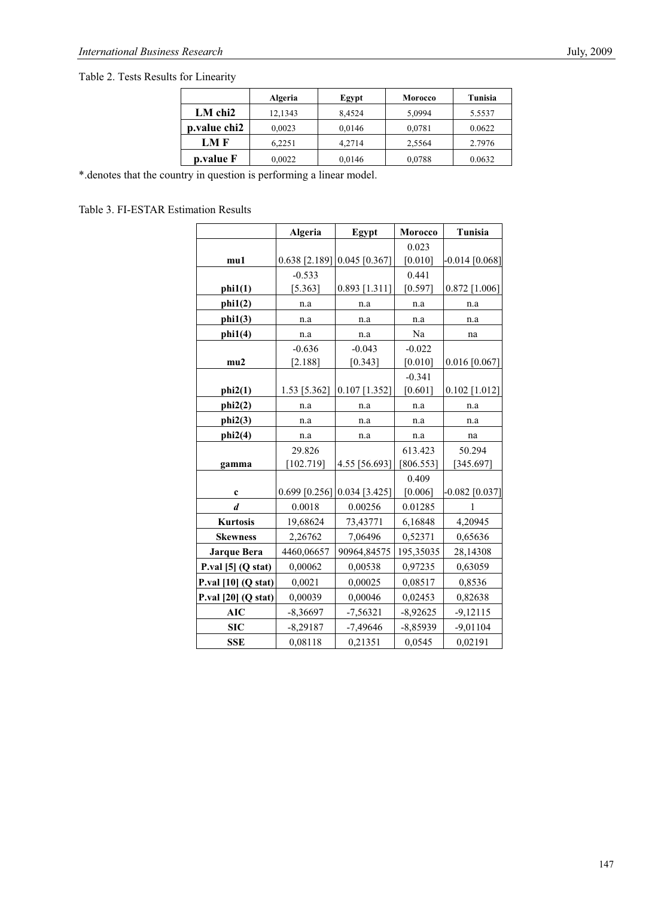Table 2. Tests Results for Linearity

| | Algeria | Egypt | Morocco | Tunisia |
|---|---|---|---|---|
| **LM chi2** | 12,1343 | 8,4524 | 5,0994 | 5.5537 |
| **p.value chi2** | 0,0023 | 0,0146 | 0,0781 | 0.0622 |
| **LM F** | 6,2251 | 4,2714 | 2,5564 | 2.7976 |
| **p.value F** | 0,0022 | 0,0146 | 0,0788 | 0.0632 |

*.denotes that the country in question is performing a linear model.

Table 3. FI-ESTAR Estimation Results

| | Algeria | Egypt | Morocco | Tunisia |
|---|---|---|---|---|
| **mu1** | 0.638 [2.189] | 0.045 [0.367] | 0.023 [0.010] | -0.014 [0.068] |
| **phi1(1)** | -0.533 [5.363] | 0.893 [1.311] | 0.441 [0.597] | 0.872 [1.006] |
| **phi1(2)** | n.a | n.a | n.a | n.a |
| **phi1(3)** | n.a | n.a | n.a | n.a |
| **phi1(4)** | n.a | n.a | Na | na |
| **mu2** | -0.636 [2.188] | -0.043 [0.343] | -0.022 [0.010] | 0.016 [0.067] |
| **phi2(1)** | 1.53 [5.362] | 0.107 [1.352] | -0.341 [0.601] | 0.102 [1.012] |
| **phi2(2)** | n.a | n.a | n.a | n.a |
| **phi2(3)** | n.a | n.a | n.a | n.a |
| **phi2(4)** | n.a | n.a | n.a | na |
| **gamma** | 29.826 [102.719] | 4.55 [56.693] | 613.423 [806.553] | 50.294 [345.697] |
| **c** | 0.699 [0.256] | 0.034 [3.425] | 0.409 [0.006] | -0.082 [0.037] |
| ***d*** | 0.0018 | 0.00256 | 0.01285 | 1 |
| **Kurtosis** | 19,68624 | 73,43771 | 6,16848 | 4,20945 |
| **Skewness** | 2,26762 | 7,06496 | 0,52371 | 0,65636 |
| **Jarque Bera** | 4460,06657 | 90964,84575 | 195,35035 | 28,14308 |
| **P.val [5] (Q stat)** | 0,00062 | 0,00538 | 0,97235 | 0,63059 |
| **P.val [10] (Q stat)** | 0,0021 | 0,00025 | 0,08517 | 0,8536 |
| **P.val [20] (Q stat)** | 0,00039 | 0,00046 | 0,02453 | 0,82638 |
| **AIC** | -8,36697 | -7,56321 | -8,92625 | -9,12115 |
| **SIC** | -8,29187 | -7,49646 | -8,85939 | -9,01104 |
| **SSE** | 0,08118 | 0,21351 | 0,0545 | 0,02191 |